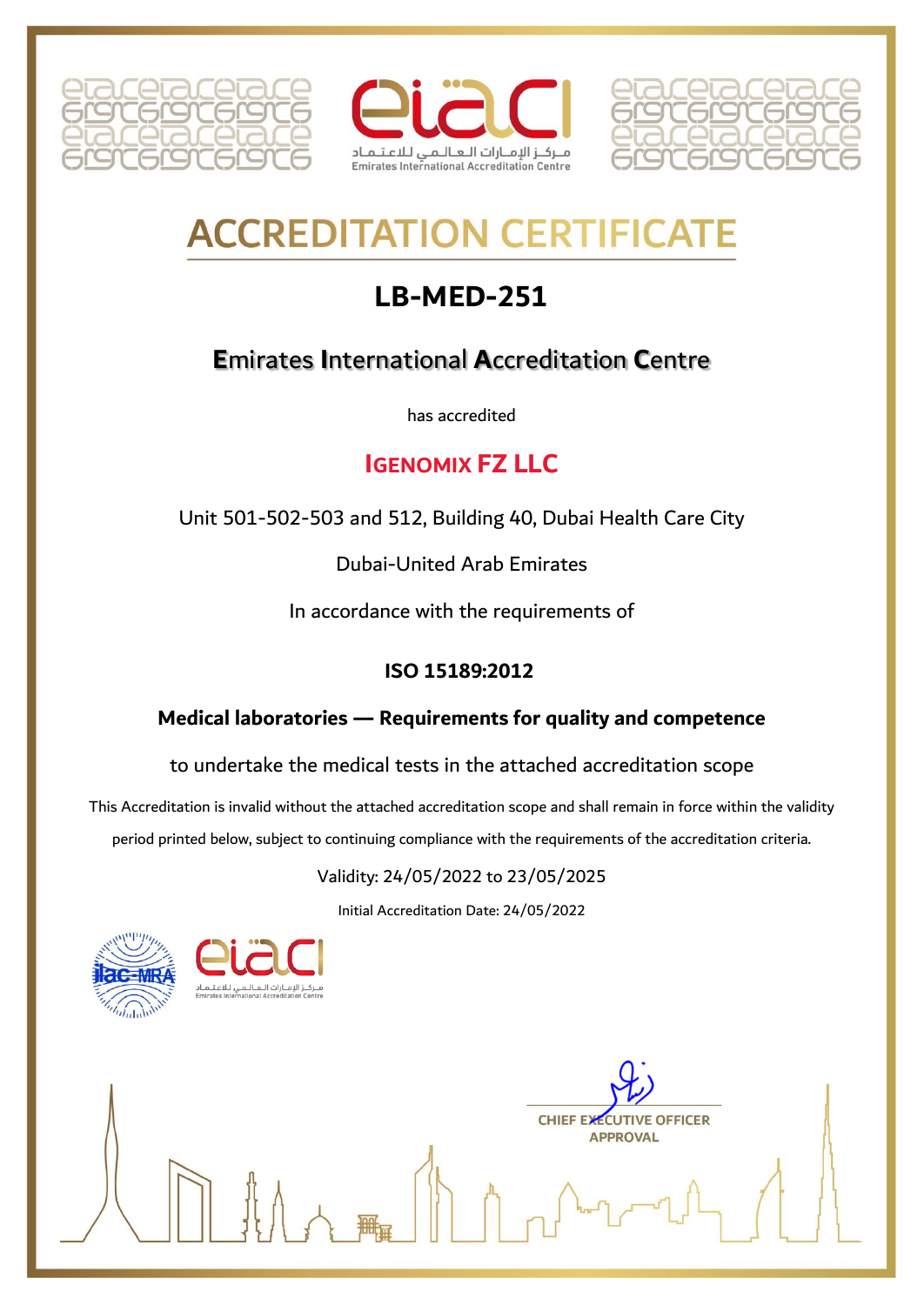مـركـز الإمـارات الـعـالـمـي للاعـتـمـاد
Emirates International Accreditation Centre

# ACCREDITATION CERTIFICATE

## LB-MED-251

### Emirates International Accreditation Centre

has accredited

## IGENOMIX FZ LLC

Unit 501-502-503 and 512, Building 40, Dubai Health Care City

Dubai-United Arab Emirates

In accordance with the requirements of

**ISO 15189:2012**

**Medical laboratories — Requirements for quality and competence**

to undertake the medical tests in the attached accreditation scope

This Accreditation is invalid without the attached accreditation scope and shall remain in force within the validity period printed below, subject to continuing compliance with the requirements of the accreditation criteria.

Validity: 24/05/2022 to 23/05/2025

Initial Accreditation Date: 24/05/2022

ilac-MRA

مـركـز الإمـارات الـعـالـمـي للاعـتـمـاد
Emirates International Accreditation Centre

CHIEF EXECUTIVE OFFICER
APPROVAL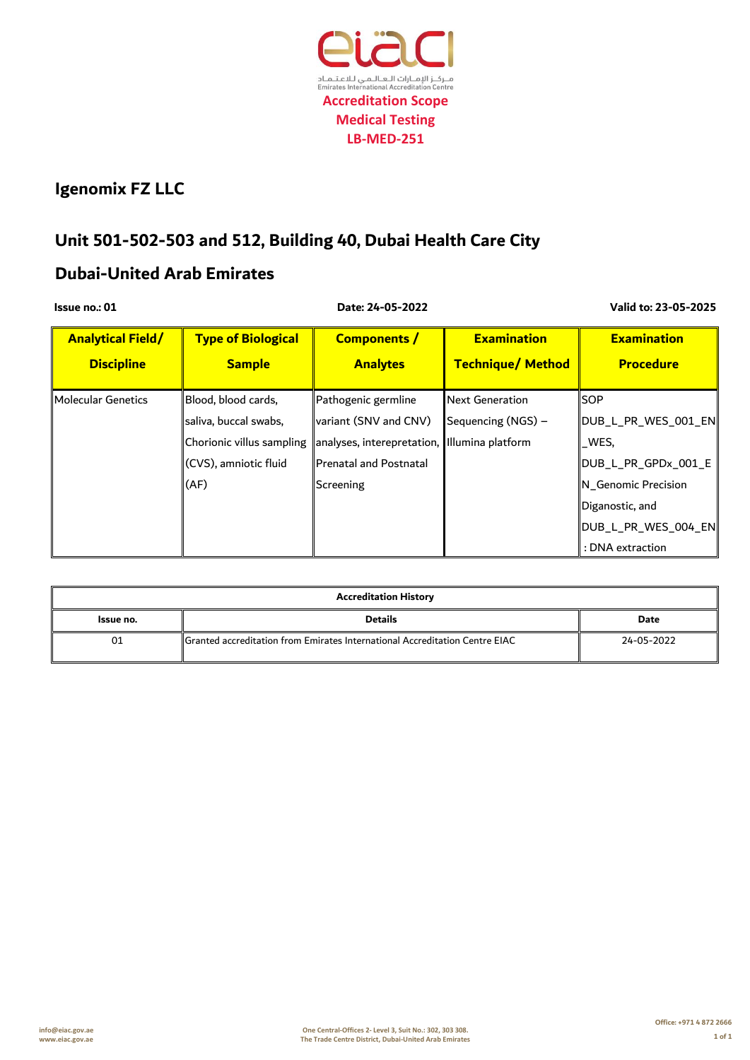مـركـز الإمـارات الـعـالـمـي لـلاعـتـمـاد
Emirates International Accreditation Centre

**Accreditation Scope**
**Medical Testing**
**LB-MED-251**

## Igenomix FZ LLC

## Unit 501-502-503 and 512, Building 40, Dubai Health Care City

## Dubai-United Arab Emirates

**Issue no.: 01** **Date: 24-05-2022** **Valid to: 23-05-2025**

| Analytical Field/ Discipline | Type of Biological Sample | Components / Analytes | Examination Technique/ Method | Examination Procedure |
|---|---|---|---|---|
| Molecular Genetics | Blood, blood cards, saliva, buccal swabs, Chorionic villus sampling (CVS), amniotic fluid (AF) | Pathogenic germline variant (SNV and CNV) analyses, intereprettation, Prenatal and Postnatal Screening | Next Generation Sequencing (NGS) – Illumina platform | SOP DUB_L_PR_WES_001_EN_WES, DUB_L_PR_GPDx_001_EN_Genomic Precision Diganostic, and DUB_L_PR_WES_004_EN : DNA extraction |

| Accreditation History | | |
|---|---|---|
| **Issue no.** | **Details** | **Date** |
| 01 | Granted accreditation from Emirates International Accreditation Centre EIAC | 24-05-2022 |

info@eiac.gov.ae
www.eiac.gov.ae

One Central-Offices 2- Level 3, Suit No.: 302, 303 308.
The Trade Centre District, Dubai-United Arab Emirates

Office: +971 4 872 2666